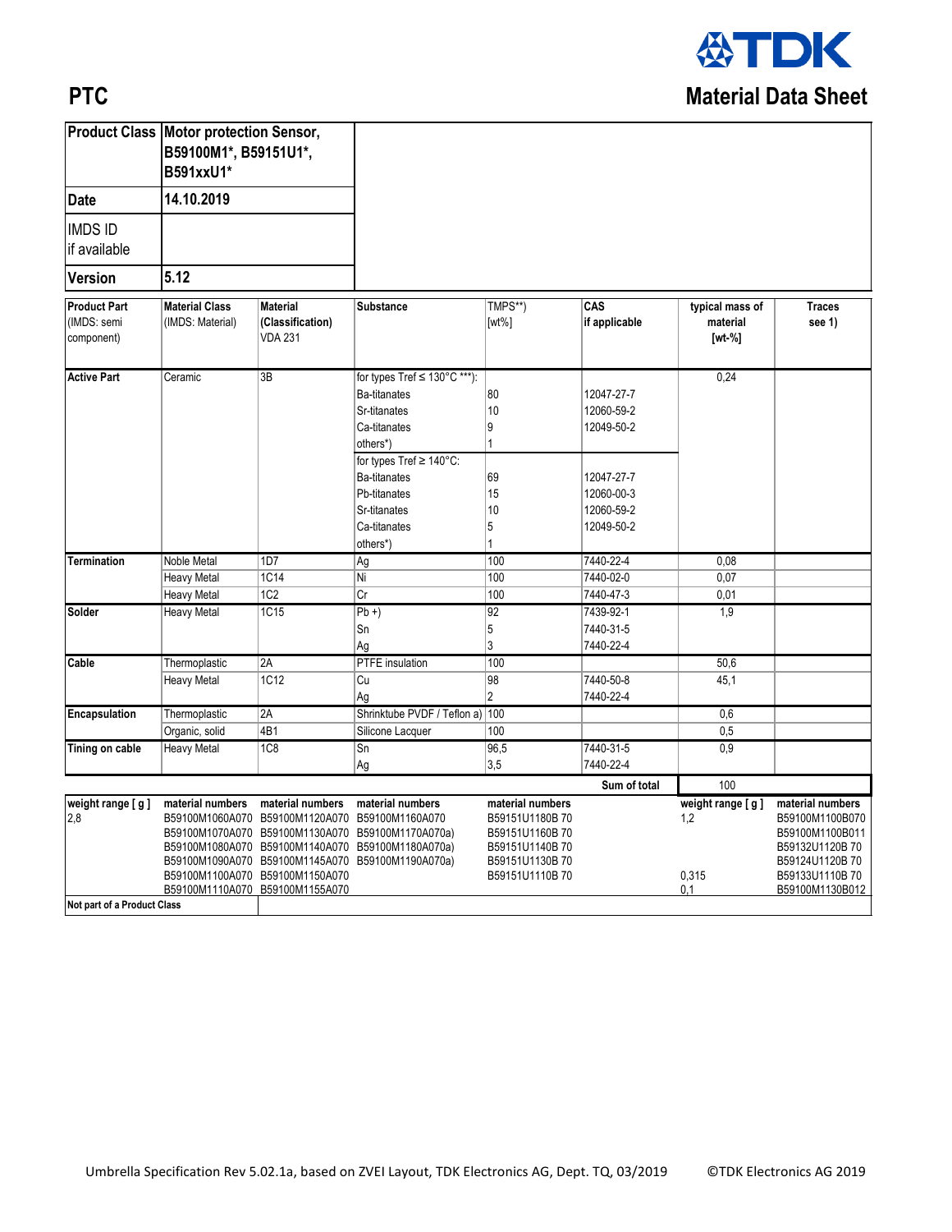# PTC

# Material Data Sheet

| Product Class | Motor protection Sensor, B59100M1*, B59151U1*, B591xxU1* |
|---|---|
| Date | 14.10.2019 |
| IMDS ID if available | |
| Version | 5.12 |

| Product Part (IMDS: semi component) | Material Class (IMDS: Material) | Material (Classification) VDA 231 | Substance | TMPS**) [wt%] | CAS if applicable | typical mass of material [wt-%] | Traces see 1) |
|---|---|---|---|---|---|---|---|
| Active Part | Ceramic | 3B | for types Tref ≤ 130°C ***): | | | 0,24 | |
| | | | Ba-titanates | 80 | 12047-27-7 | | |
| | | | Sr-titanates | 10 | 12060-59-2 | | |
| | | | Ca-titanates | 9 | 12049-50-2 | | |
| | | | others*) | 1 | | | |
| | | | for types Tref ≥ 140°C: | | | | |
| | | | Ba-titanates | 69 | 12047-27-7 | | |
| | | | Pb-titanates | 15 | 12060-00-3 | | |
| | | | Sr-titanates | 10 | 12060-59-2 | | |
| | | | Ca-titanates | 5 | 12049-50-2 | | |
| | | | others*) | 1 | | | |
| Termination | Noble Metal | 1D7 | Ag | 100 | 7440-22-4 | 0,08 | |
| | Heavy Metal | 1C14 | Ni | 100 | 7440-02-0 | 0,07 | |
| | Heavy Metal | 1C2 | Cr | 100 | 7440-47-3 | 0,01 | |
| Solder | Heavy Metal | 1C15 | Pb +) | 92 | 7439-92-1 | 1,9 | |
| | | | Sn | 5 | 7440-31-5 | | |
| | | | Ag | 3 | 7440-22-4 | | |
| Cable | Thermoplastic | 2A | PTFE insulation | 100 | | 50,6 | |
| | Heavy Metal | 1C12 | Cu | 98 | 7440-50-8 | 45,1 | |
| | | | Ag | 2 | 7440-22-4 | | |
| Encapsulation | Thermoplastic | 2A | Shrinktube PVDF / Teflon a) | 100 | | 0,6 | |
| | Organic, solid | 4B1 | Silicone Lacquer | 100 | | 0,5 | |
| Tining on cable | Heavy Metal | 1C8 | Sn | 96,5 | 7440-31-5 | 0,9 | |
| | | | Ag | 3,5 | 7440-22-4 | | |
| | | | | | Sum of total | 100 | |

| weight range [ g ] | material numbers | material numbers | material numbers | material numbers | | weight range [ g ] | material numbers |
|---|---|---|---|---|---|---|---|
| 2,8 | B59100M1060A070 | B59100M1120A070 | B59100M1160A070 | B59151U1180B 70 | | 1,2 | B59100M1100B070 |
| | B59100M1070A070 | B59100M1130A070 | B59100M1170A070a) | B59151U1160B 70 | | | B59100M1100B011 |
| | B59100M1080A070 | B59100M1140A070 | B59100M1180A070a) | B59151U1140B 70 | | | B59132U1120B 70 |
| | B59100M1090A070 | B59100M1145A070 | B59100M1190A070a) | B59151U1130B 70 | | | B59124U1120B 70 |
| | B59100M1100A070 | B59100M1150A070 | | B59151U1110B 70 | | 0,315 | B59133U1110B 70 |
| | B59100M1110A070 | B59100M1155A070 | | | | 0,1 | B59100M1130B012 |

Not part of a Product Class

Umbrella Specification Rev 5.02.1a, based on ZVEI Layout, TDK Electronics AG, Dept. TQ, 03/2019 ©TDK Electronics AG 2019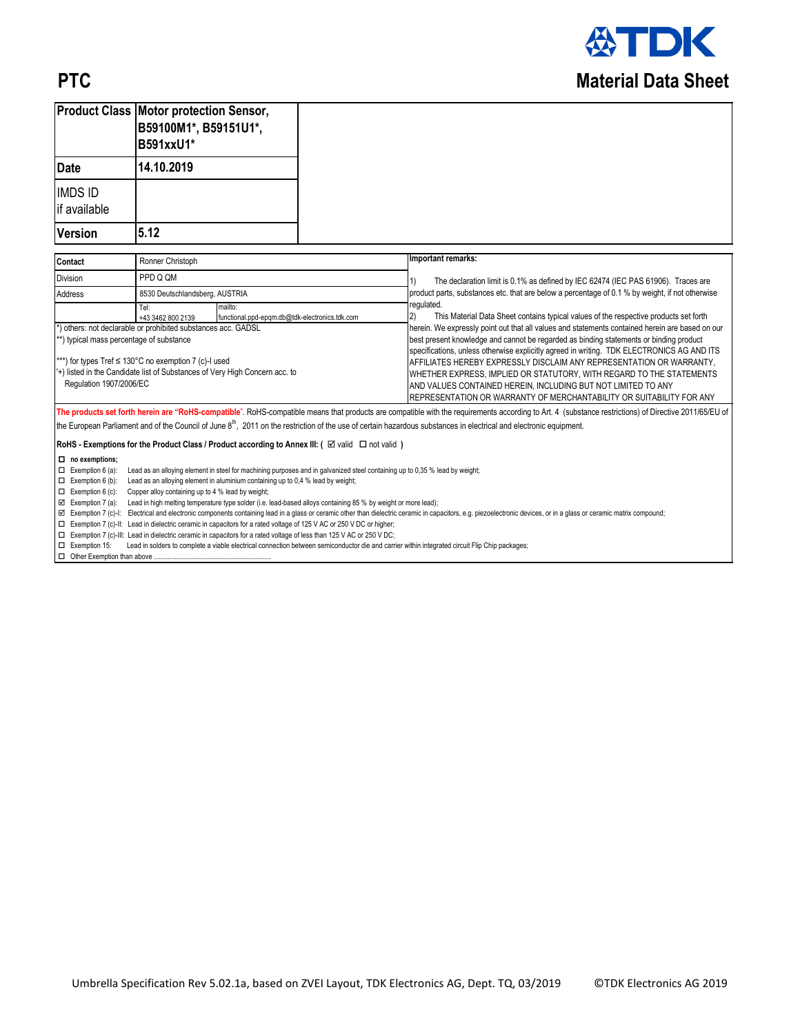# PTC

## Material Data Sheet

| | |
|---|---|
| **Product Class** | **Motor protection Sensor, B59100M1*, B59151U1*, B591xxU1*** |
| **Date** | **14.10.2019** |
| **IMDS ID** if available | |
| **Version** | **5.12** |

| | | |
|---|---|---|
| **Contact** | Ronner Christoph | |
| Division | PPD Q QM | |
| Address | 8530 Deutschlandsberg, AUSTRIA | |
| | Tel: +43 3462 800 2139 | mailto: functional.ppd-epqm.db@tdk-electronics.tdk.com |

*) others: not declarable or prohibited substances acc. GADSL

**) typical mass percentage of substance

***) for types Tref ≤ 130°C no exemption 7 (c)-I used

'+) listed in the Candidate list of Substances of Very High Concern acc. to Regulation 1907/2006/EC

**Important remarks:**

1) The declaration limit is 0.1% as defined by IEC 62474 (IEC PAS 61906). Traces are product parts, substances etc. that are below a percentage of 0.1 % by weight, if not otherwise regulated.

2) This Material Data Sheet contains typical values of the respective products set forth herein. We expressly point out that all values and statements contained herein are based on our best present knowledge and cannot be regarded as binding statements or binding product specifications, unless otherwise explicitly agreed in writing. TDK ELECTRONICS AG AND ITS AFFILIATES HEREBY EXPRESSLY DISCLAIM ANY REPRESENTATION OR WARRANTY, WHETHER EXPRESS, IMPLIED OR STATUTORY, WITH REGARD TO THE STATEMENTS AND VALUES CONTAINED HEREIN, INCLUDING BUT NOT LIMITED TO ANY REPRESENTATION OR WARRANTY OF MERCHANTABILITY OR SUITABILITY FOR ANY

**The products set forth herein are "RoHS-compatible"**. RoHS-compatible means that products are compatible with the requirements according to Art. 4 (substance restrictions) of Directive 2011/65/EU of the European Parliament and of the Council of June 8th, 2011 on the restriction of the use of certain hazardous substances in electrical and electronic equipment.

**RoHS - Exemptions for the Product Class / Product according to Annex III: ( ☑ valid ☐ not valid )**

- ☐ **no exemptions;**
- ☐ Exemption 6 (a): Lead as an alloying element in steel for machining purposes and in galvanized steel containing up to 0,35 % lead by weight;
- ☐ Exemption 6 (b): Lead as an alloying element in aluminium containing up to 0,4 % lead by weight;
- ☐ Exemption 6 (c): Copper alloy containing up to 4 % lead by weight;
- ☑ Exemption 7 (a): Lead in high melting temperature type solder (i.e. lead-based alloys containing 85 % by weight or more lead);
- ☑ Exemption 7 (c)-I: Electrical and electronic components containing lead in a glass or ceramic other than dielectric ceramic in capacitors, e.g. piezoelectronic devices, or in a glass or ceramic matrix compound;
- ☐ Exemption 7 (c)-II: Lead in dielectric ceramic in capacitors for a rated voltage of 125 V AC or 250 V DC or higher;
- ☐ Exemption 7 (c)-III: Lead in dielectric ceramic in capacitors for a rated voltage of less than 125 V AC or 250 V DC;
- ☐ Exemption 15: Lead in solders to complete a viable electrical connection between semiconductor die and carrier within integrated circuit Flip Chip packages;
- ☐ Other Exemption than above ..................................................................

Umbrella Specification Rev 5.02.1a, based on ZVEI Layout, TDK Electronics AG, Dept. TQ, 03/2019 ©TDK Electronics AG 2019